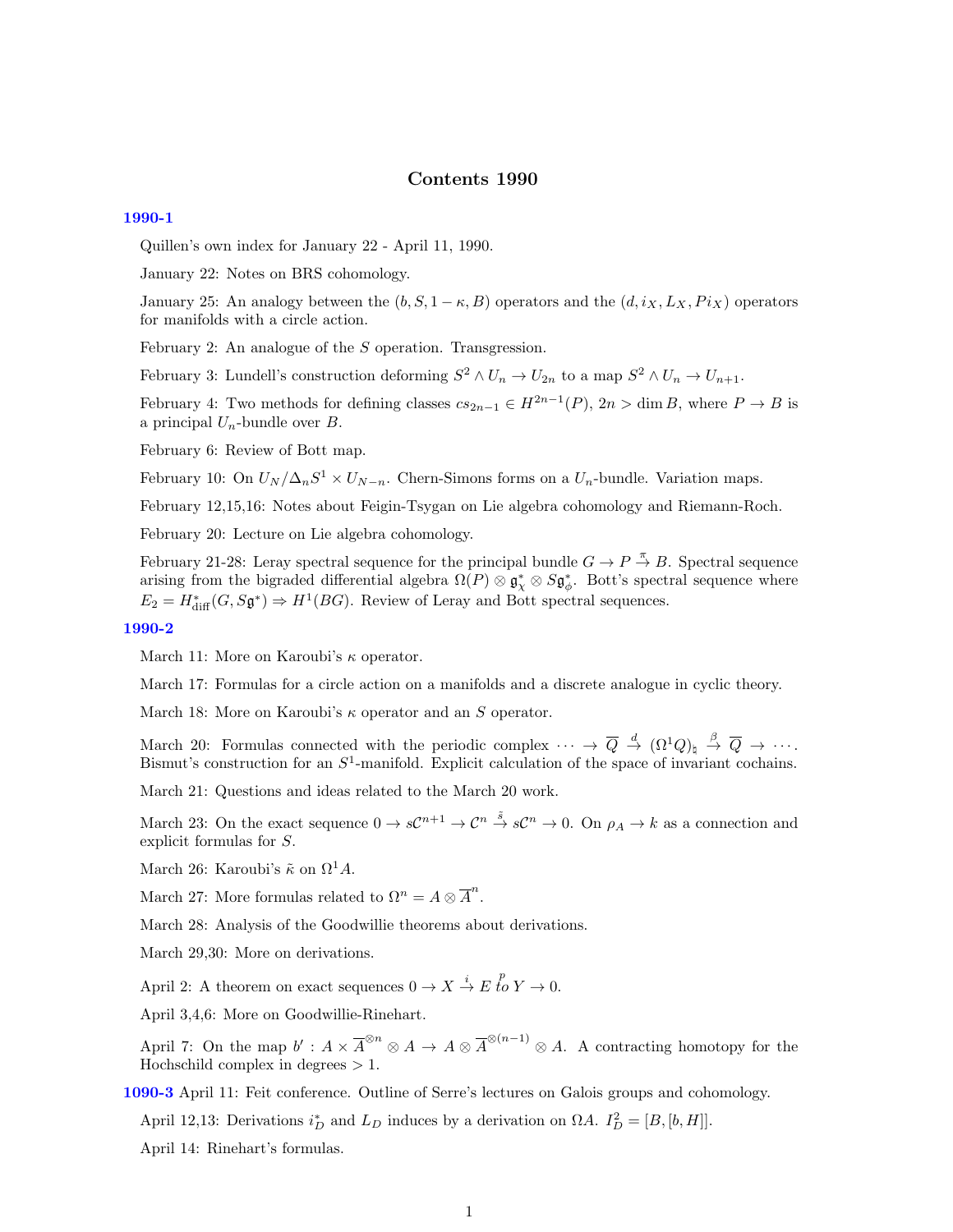# Contents 1990

## 1990-1

Quillen's own index for January 22 - April 11, 1990.

January 22: Notes on BRS cohomology.

January 25: An analogy between the $(b, S, 1-\kappa, B)$ operators and the $(d, i_X, L_X, Pi_X)$ operators for manifolds with a circle action.

February 2: An analogue of the $S$ operation. Transgression.

February 3: Lundell's construction deforming $S^2 \wedge U_n \to U_{2n}$ to a map $S^2 \wedge U_n \to U_{n+1}$.

February 4: Two methods for defining classes $cs_{2n-1} \in H^{2n-1}(P)$, $2n > \dim B$, where $P \to B$ is a principal $U_n$-bundle over $B$.

February 6: Review of Bott map.

February 10: On $U_N/\Delta_n S^1 \times U_{N-n}$. Chern-Simons forms on a $U_n$-bundle. Variation maps.

February 12,15,16: Notes about Feigin-Tsygan on Lie algebra cohomology and Riemann-Roch.

February 20: Lecture on Lie algebra cohomology.

February 21-28: Leray spectral sequence for the principal bundle $G \to P \xrightarrow{\pi} B$. Spectral sequence arising from the bigraded differential algebra $\Omega(P) \otimes \mathfrak{g}^*_\chi \otimes S\mathfrak{g}^*_\phi$. Bott's spectral sequence where $E_2 = H^*_{\text{diff}}(G, S\mathfrak{g}^*) \Rightarrow H^1(BG)$. Review of Leray and Bott spectral sequences.

## 1990-2

March 11: More on Karoubi's $\kappa$ operator.

March 17: Formulas for a circle action on a manifolds and a discrete analogue in cyclic theory.

March 18: More on Karoubi's $\kappa$ operator and an $S$ operator.

March 20: Formulas connected with the periodic complex $\cdots \to \overline{Q} \xrightarrow{d} (\Omega^1 Q)_\natural \xrightarrow{\beta} \overline{Q} \to \cdots$. Bismut's construction for an $S^1$-manifold. Explicit calculation of the space of invariant cochains.

March 21: Questions and ideas related to the March 20 work.

March 23: On the exact sequence $0 \to s\mathcal{C}^{n+1} \to \mathcal{C}^n \xrightarrow{\tilde{s}} s\mathcal{C}^n \to 0$. On $\rho_A \to k$ as a connection and explicit formulas for $S$.

March 26: Karoubi's $\tilde{\kappa}$ on $\Omega^1 A$.

March 27: More formulas related to $\Omega^n = A \otimes \overline{A}^n$.

March 28: Analysis of the Goodwillie theorems about derivations.

March 29,30: More on derivations.

April 2: A theorem on exact sequences $0 \to X \xrightarrow{i} E \overset{p}{to} Y \to 0$.

April 3,4,6: More on Goodwillie-Rinehart.

April 7: On the map $b' : A \times \overline{A}^{\otimes n} \otimes A \to A \otimes \overline{A}^{\otimes(n-1)} \otimes A$. A contracting homotopy for the Hochschild complex in degrees $> 1$.

## 1090-3

April 11: Feit conference. Outline of Serre's lectures on Galois groups and cohomology.

April 12,13: Derivations $i^*_D$ and $L_D$ induces by a derivation on $\Omega A$. $I^2_D = [B, [b, H]]$.

April 14: Rinehart's formulas.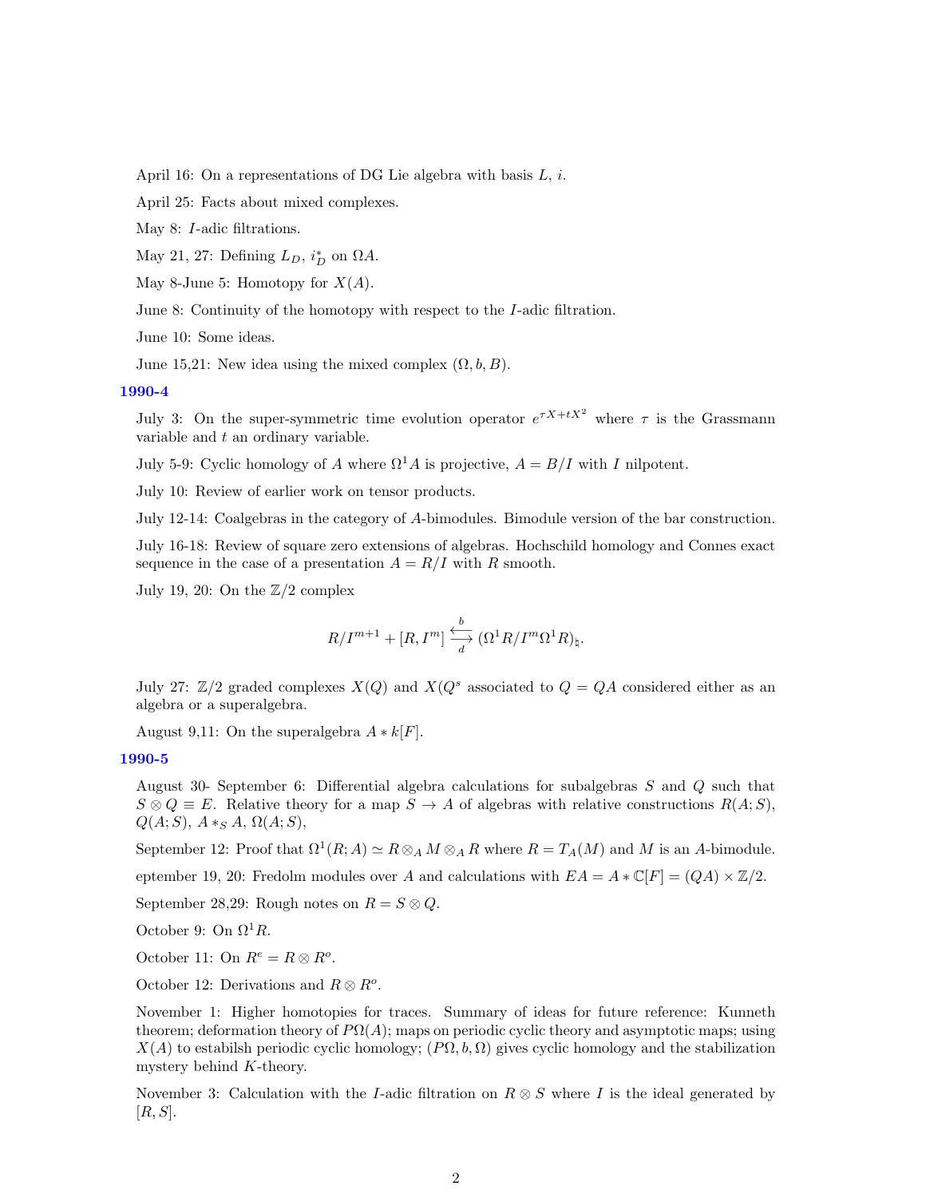April 16: On a representations of DG Lie algebra with basis $L$, $i$.

April 25: Facts about mixed complexes.

May 8: $I$-adic filtrations.

May 21, 27: Defining $L_D$, $i^*_D$ on $\Omega A$.

May 8-June 5: Homotopy for $X(A)$.

June 8: Continuity of the homotopy with respect to the $I$-adic filtration.

June 10: Some ideas.

June 15,21: New idea using the mixed complex $(\Omega, b, B)$.

## 1990-4

July 3: On the super-symmetric time evolution operator $e^{\tau X + tX^2}$ where $\tau$ is the Grassmann variable and $t$ an ordinary variable.

July 5-9: Cyclic homology of $A$ where $\Omega^1 A$ is projective, $A = B/I$ with $I$ nilpotent.

July 10: Review of earlier work on tensor products.

July 12-14: Coalgebras in the category of $A$-bimodules. Bimodule version of the bar construction.

July 16-18: Review of square zero extensions of algebras. Hochschild homology and Connes exact sequence in the case of a presentation $A = R/I$ with $R$ smooth.

July 19, 20: On the $\mathbb{Z}/2$ complex

$$R/I^{m+1} + [R, I^m] \underset{d}{\overset{b}{\rightleftarrows}} (\Omega^1 R / I^m \Omega^1 R)_\natural.$$

July 27: $\mathbb{Z}/2$ graded complexes $X(Q)$ and $X(Q^s$ associated to $Q = QA$ considered either as an algebra or a superalgebra.

August 9,11: On the superalgebra $A * k[F]$.

## 1990-5

August 30- September 6: Differential algebra calculations for subalgebras $S$ and $Q$ such that $S \otimes Q \equiv E$. Relative theory for a map $S \to A$ of algebras with relative constructions $R(A; S)$, $Q(A; S)$, $A *_S A$, $\Omega(A; S)$,

September 12: Proof that $\Omega^1(R; A) \simeq R \otimes_A M \otimes_A R$ where $R = T_A(M)$ and $M$ is an $A$-bimodule.

eptember 19, 20: Fredolm modules over $A$ and calculations with $EA = A * \mathbb{C}[F] = (QA) \times \mathbb{Z}/2$.

September 28,29: Rough notes on $R = S \otimes Q$.

October 9: On $\Omega^1 R$.

October 11: On $R^e = R \otimes R^o$.

October 12: Derivations and $R \otimes R^o$.

November 1: Higher homotopies for traces. Summary of ideas for future reference: Kunneth theorem; deformation theory of $P\Omega(A)$; maps on periodic cyclic theory and asymptotic maps; using $X(A)$ to estabilsh periodic cyclic homology; $(P\Omega, b, \Omega)$ gives cyclic homology and the stabilization mystery behind $K$-theory.

November 3: Calculation with the $I$-adic filtration on $R \otimes S$ where $I$ is the ideal generated by $[R, S]$.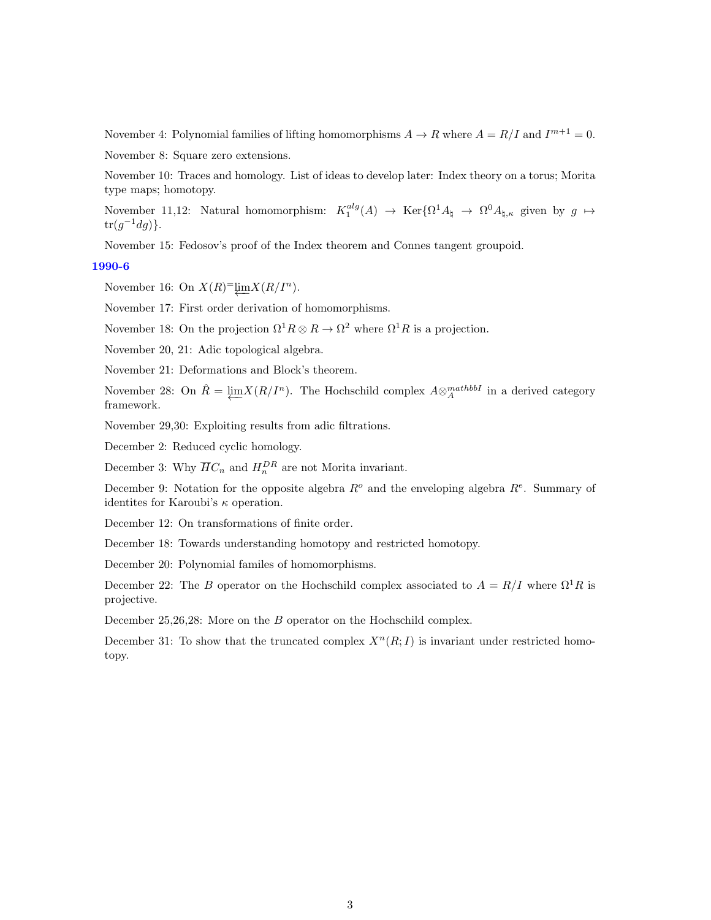November 4: Polynomial families of lifting homomorphisms $A \to R$ where $A = R/I$ and $I^{m+1} = 0$.

November 8: Square zero extensions.

November 10: Traces and homology. List of ideas to develop later: Index theory on a torus; Morita type maps; homotopy.

November 11,12: Natural homomorphism: $K_1^{alg}(A) \to \mathrm{Ker}\{\Omega^1 A_\natural \to \Omega^0 A_{\natural,\kappa}$ given by $g \mapsto \mathrm{tr}(g^{-1}dg)\}$.

November 15: Fedosov's proof of the Index theorem and Connes tangent groupoid.

**1990-6**

November 16: On $X(R) = \varprojlim X(R/I^n)$.

November 17: First order derivation of homomorphisms.

November 18: On the projection $\Omega^1 R \otimes R \to \Omega^2$ where $\Omega^1 R$ is a projection.

November 20, 21: Adic topological algebra.

November 21: Deformations and Block's theorem.

November 28: On $\hat{R} = \varprojlim X(R/I^n)$. The Hochschild complex $A \otimes_A^{mathbbI}$ in a derived category framework.

November 29,30: Exploiting results from adic filtrations.

December 2: Reduced cyclic homology.

December 3: Why $\overline{H}C_n$ and $H_n^{DR}$ are not Morita invariant.

December 9: Notation for the opposite algebra $R^o$ and the enveloping algebra $R^e$. Summary of identites for Karoubi's $\kappa$ operation.

December 12: On transformations of finite order.

December 18: Towards understanding homotopy and restricted homotopy.

December 20: Polynomial familes of homomorphisms.

December 22: The $B$ operator on the Hochschild complex associated to $A = R/I$ where $\Omega^1 R$ is projective.

December 25,26,28: More on the $B$ operator on the Hochschild complex.

December 31: To show that the truncated complex $X^n(R; I)$ is invariant under restricted homotopy.